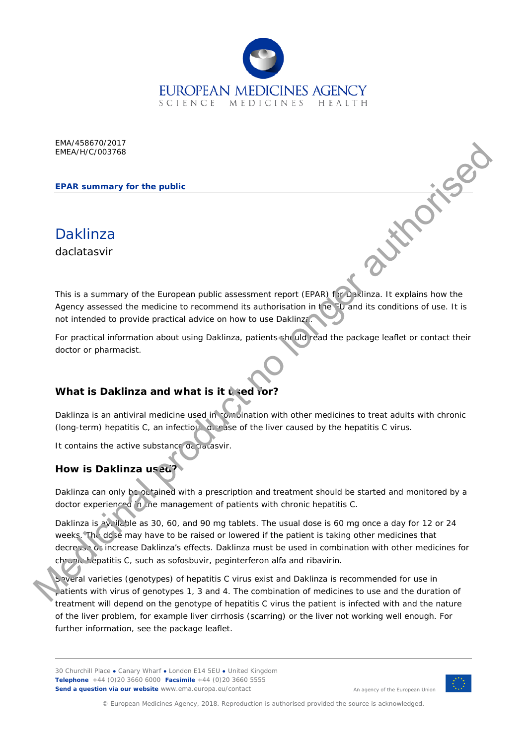EMA/458670/2017
EMEA/H/C/003768

**EPAR summary for the public**

# Daklinza

daclatasvir

This is a summary of the European public assessment report (EPAR) for Daklinza. It explains how the Agency assessed the medicine to recommend its authorisation in the EU and its conditions of use. It is not intended to provide practical advice on how to use Daklinza.

For practical information about using Daklinza, patients should read the package leaflet or contact their doctor or pharmacist.

## What is Daklinza and what is it used for?

Daklinza is an antiviral medicine used in combination with other medicines to treat adults with chronic (long-term) hepatitis C, an infectious disease of the liver caused by the hepatitis C virus.

It contains the active substance daclatasvir.

## How is Daklinza used?

Daklinza can only be obtained with a prescription and treatment should be started and monitored by a doctor experienced in the management of patients with chronic hepatitis C.

Daklinza is available as 30, 60, and 90 mg tablets. The usual dose is 60 mg once a day for 12 or 24 weeks. The dose may have to be raised or lowered if the patient is taking other medicines that decrease or increase Daklinza's effects. Daklinza must be used in combination with other medicines for chronic hepatitis C, such as sofosbuvir, peginterferon alfa and ribavirin.

Several varieties (genotypes) of hepatitis C virus exist and Daklinza is recommended for use in patients with virus of genotypes 1, 3 and 4. The combination of medicines to use and the duration of treatment will depend on the genotype of hepatitis C virus the patient is infected with and the nature of the liver problem, for example liver cirrhosis (scarring) or the liver not working well enough. For further information, see the package leaflet.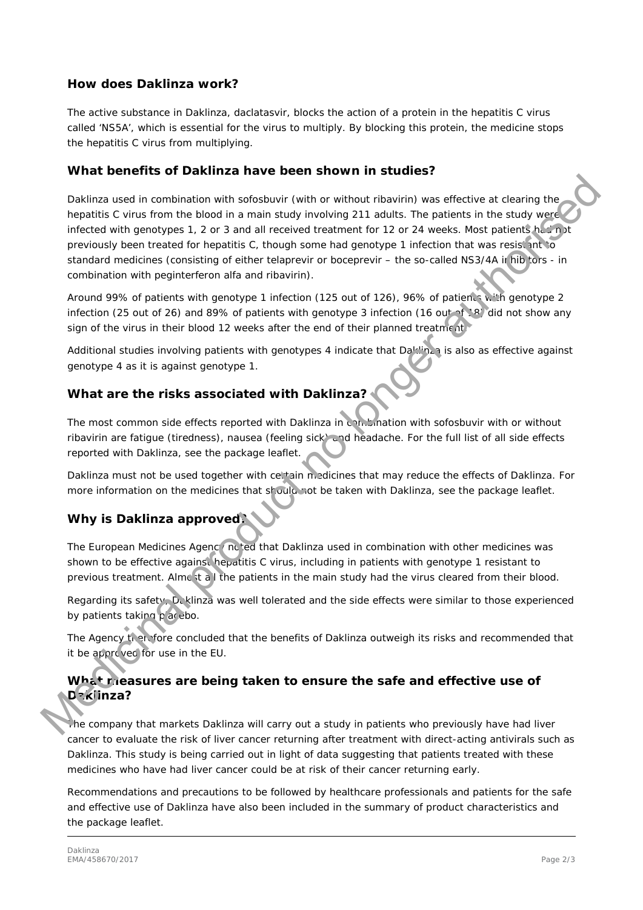## How does Daklinza work?

The active substance in Daklinza, daclatasvir, blocks the action of a protein in the hepatitis C virus called 'NS5A', which is essential for the virus to multiply. By blocking this protein, the medicine stops the hepatitis C virus from multiplying.

## What benefits of Daklinza have been shown in studies?

Daklinza used in combination with sofosbuvir (with or without ribavirin) was effective at clearing the hepatitis C virus from the blood in a main study involving 211 adults. The patients in the study were infected with genotypes 1, 2 or 3 and all received treatment for 12 or 24 weeks. Most patients had not previously been treated for hepatitis C, though some had genotype 1 infection that was resistant to standard medicines (consisting of either telaprevir or boceprevir – the so-called NS3/4A inhibitors - in combination with peginterferon alfa and ribavirin).

Around 99% of patients with genotype 1 infection (125 out of 126), 96% of patients with genotype 2 infection (25 out of 26) and 89% of patients with genotype 3 infection (16 out of 18) did not show any sign of the virus in their blood 12 weeks after the end of their planned treatment.

Additional studies involving patients with genotypes 4 indicate that Daklinza is also as effective against genotype 4 as it is against genotype 1.

## What are the risks associated with Daklinza?

The most common side effects reported with Daklinza in combination with sofosbuvir with or without ribavirin are fatigue (tiredness), nausea (feeling sick) and headache. For the full list of all side effects reported with Daklinza, see the package leaflet.

Daklinza must not be used together with certain medicines that may reduce the effects of Daklinza. For more information on the medicines that should not be taken with Daklinza, see the package leaflet.

## Why is Daklinza approved?

The European Medicines Agency noted that Daklinza used in combination with other medicines was shown to be effective against hepatitis C virus, including in patients with genotype 1 resistant to previous treatment. Almost all the patients in the main study had the virus cleared from their blood.

Regarding its safety, Daklinza was well tolerated and the side effects were similar to those experienced by patients taking placebo.

The Agency therefore concluded that the benefits of Daklinza outweigh its risks and recommended that it be approved for use in the EU.

## What measures are being taken to ensure the safe and effective use of Daklinza?

The company that markets Daklinza will carry out a study in patients who previously have had liver cancer to evaluate the risk of liver cancer returning after treatment with direct-acting antivirals such as Daklinza. This study is being carried out in light of data suggesting that patients treated with these medicines who have had liver cancer could be at risk of their cancer returning early.

Recommendations and precautions to be followed by healthcare professionals and patients for the safe and effective use of Daklinza have also been included in the summary of product characteristics and the package leaflet.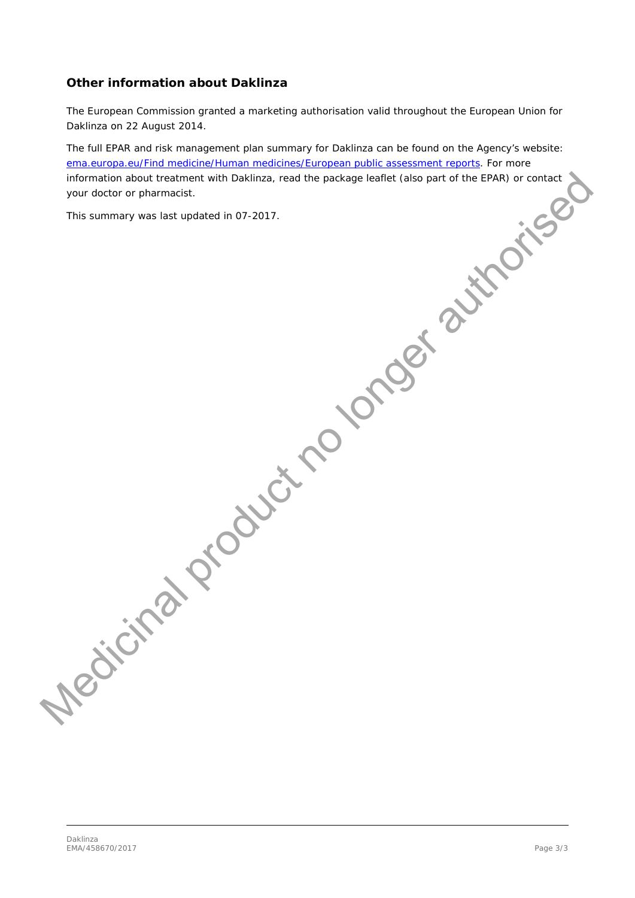## Other information about Daklinza

The European Commission granted a marketing authorisation valid throughout the European Union for Daklinza on 22 August 2014.

The full EPAR and risk management plan summary for Daklinza can be found on the Agency's website: ema.europa.eu/Find medicine/Human medicines/European public assessment reports. For more information about treatment with Daklinza, read the package leaflet (also part of the EPAR) or contact your doctor or pharmacist.

This summary was last updated in 07-2017.

Medicinal product no longer authorised